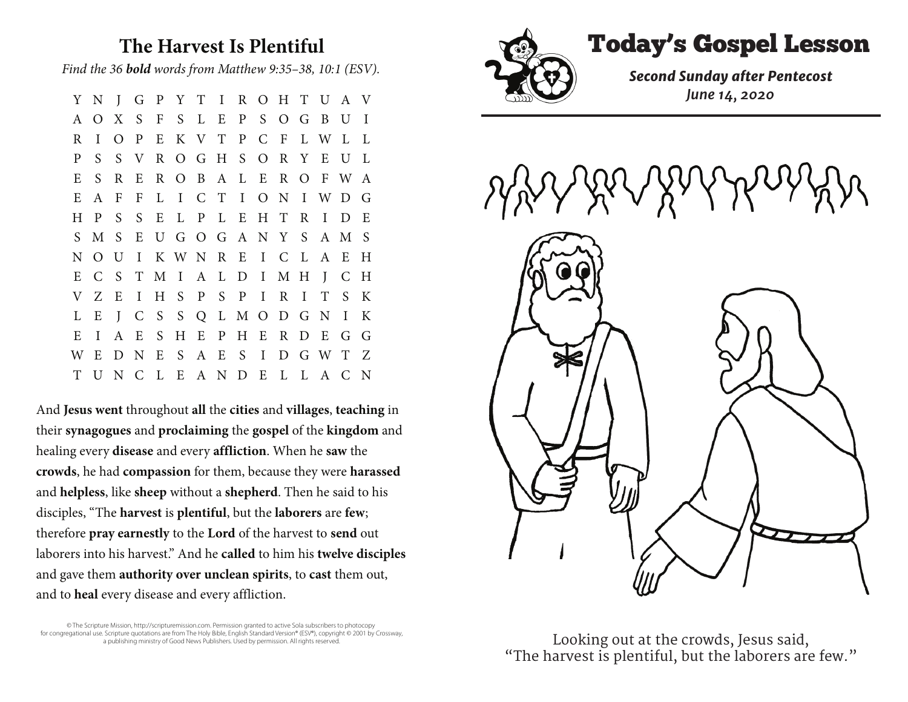## The Harvest Is Plentiful

*Find the 36 **bold** words from Matthew 9:35–38, 10:1 (ESV).*

| | | | | | | | | | | | | | | |
|---|---|---|---|---|---|---|---|---|---|---|---|---|---|---|
| Y | N | J | G | P | Y | T | I | R | O | H | T | U | A | V |
| A | O | X | S | F | S | L | E | P | S | O | G | B | U | I |
| R | I | O | P | E | K | V | T | P | C | F | L | W | L | L |
| P | S | S | V | R | O | G | H | S | O | R | Y | E | U | L |
| E | S | R | E | R | O | B | A | L | E | R | O | F | W | A |
| E | A | F | F | L | I | C | T | I | O | N | I | W | D | G |
| H | P | S | S | E | L | P | L | E | H | T | R | I | D | E |
| S | M | S | E | U | G | O | G | A | N | Y | S | A | M | S |
| N | O | U | I | K | W | N | R | E | I | C | L | A | E | H |
| E | C | S | T | M | I | A | L | D | I | M | H | J | C | H |
| V | Z | E | I | H | S | P | S | P | I | R | I | T | S | K |
| L | E | J | C | S | S | Q | L | M | O | D | G | N | I | K |
| E | I | A | E | S | H | E | P | H | E | R | D | E | G | G |
| W | E | D | N | E | S | A | E | S | I | D | G | W | T | Z |
| T | U | N | C | L | E | A | N | D | E | L | L | A | C | N |

And **Jesus went** throughout **all** the **cities** and **villages**, **teaching** in their **synagogues** and **proclaiming** the **gospel** of the **kingdom** and healing every **disease** and every **affliction**. When he **saw** the **crowds**, he had **compassion** for them, because they were **harassed** and **helpless**, like **sheep** without a **shepherd**. Then he said to his disciples, "The **harvest** is **plentiful**, but the **laborers** are **few**; therefore **pray earnestly** to the **Lord** of the harvest to **send** out laborers into his harvest." And he **called** to him his **twelve disciples** and gave them **authority over unclean spirits**, to **cast** them out, and to **heal** every disease and every affliction.

© The Scripture Mission, http://scripturemission.com. Permission granted to active Sola subscribers to photocopy for congregational use. Scripture quotations are from The Holy Bible, English Standard Version® (ESV®), copyright © 2001 by Crossway, a publishing ministry of Good News Publishers. Used by permission. All rights reserved.

# Today's Gospel Lesson

***Second Sunday after Pentecost***
***June 14, 2020***

Looking out at the crowds, Jesus said,
"The harvest is plentiful, but the laborers are few."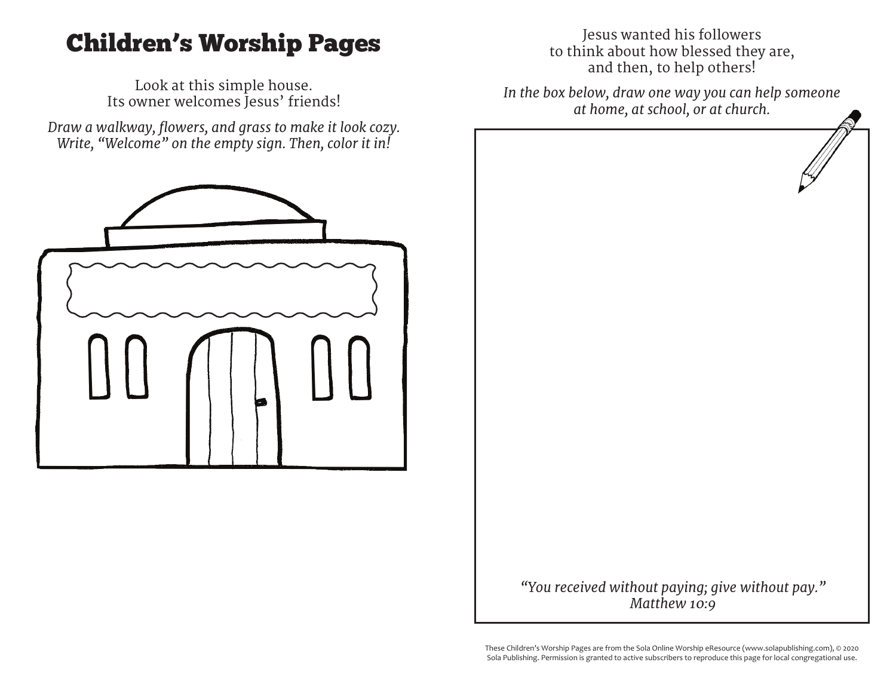# Children's Worship Pages

Look at this simple house.
Its owner welcomes Jesus' friends!

*Draw a walkway, flowers, and grass to make it look cozy. Write, "Welcome" on the empty sign. Then, color it in!*

Jesus wanted his followers
to think about how blessed they are,
and then, to help others!

*In the box below, draw one way you can help someone at home, at school, or at church.*

*"You received without paying; give without pay."*
*Matthew 10:9*

These Children's Worship Pages are from the Sola Online Worship eResource (www.solapublishing.com), © 2020 Sola Publishing. Permission is granted to active subscribers to reproduce this page for local congregational use.